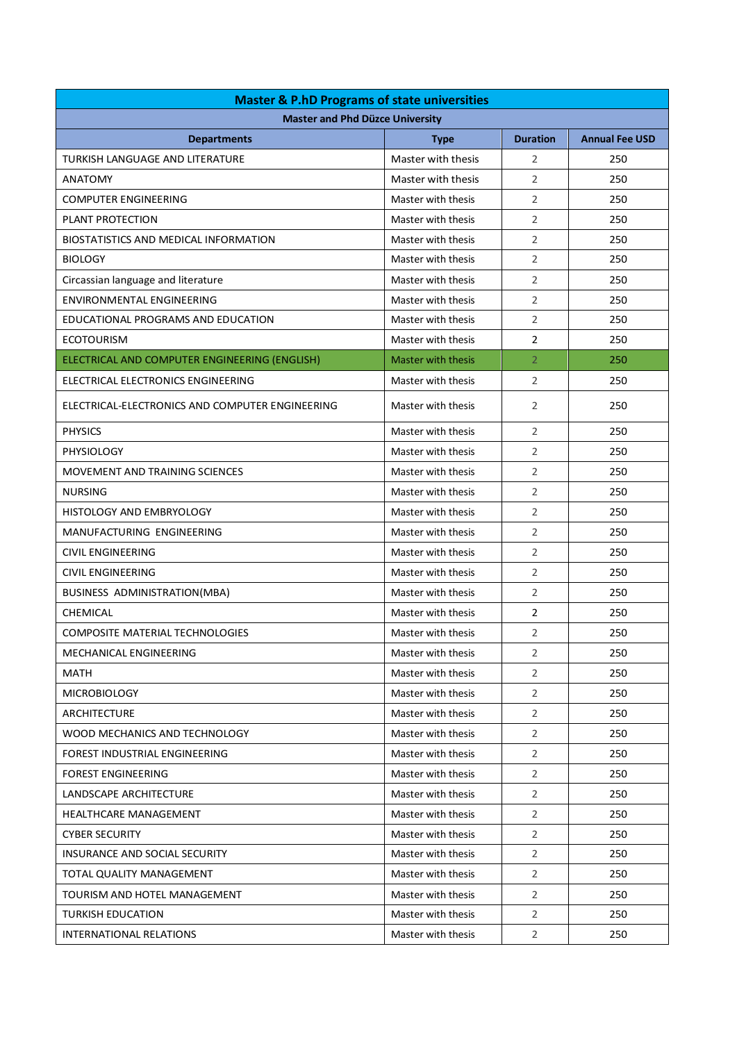| Master & P.hD Programs of state universities | | | |
|---|---|---|---|
| **Master and Phd Düzce University** | | | |
| **Departments** | **Type** | **Duration** | **Annual Fee USD** |
| TURKISH LANGUAGE AND LITERATURE | Master with thesis | 2 | 250 |
| ANATOMY | Master with thesis | 2 | 250 |
| COMPUTER ENGINEERING | Master with thesis | 2 | 250 |
| PLANT PROTECTION | Master with thesis | 2 | 250 |
| BIOSTATISTICS AND MEDICAL INFORMATION | Master with thesis | 2 | 250 |
| BIOLOGY | Master with thesis | 2 | 250 |
| Circassian language and literature | Master with thesis | 2 | 250 |
| ENVIRONMENTAL ENGINEERING | Master with thesis | 2 | 250 |
| EDUCATIONAL PROGRAMS AND EDUCATION | Master with thesis | 2 | 250 |
| ECOTOURISM | Master with thesis | 2 | 250 |
| ELECTRICAL AND COMPUTER ENGINEERING (ENGLISH) | Master with thesis | 2 | 250 |
| ELECTRICAL ELECTRONICS ENGINEERING | Master with thesis | 2 | 250 |
| ELECTRICAL-ELECTRONICS AND COMPUTER ENGINEERING | Master with thesis | 2 | 250 |
| PHYSICS | Master with thesis | 2 | 250 |
| PHYSIOLOGY | Master with thesis | 2 | 250 |
| MOVEMENT AND TRAINING SCIENCES | Master with thesis | 2 | 250 |
| NURSING | Master with thesis | 2 | 250 |
| HISTOLOGY AND EMBRYOLOGY | Master with thesis | 2 | 250 |
| MANUFACTURING ENGINEERING | Master with thesis | 2 | 250 |
| CIVIL ENGINEERING | Master with thesis | 2 | 250 |
| CIVIL ENGINEERING | Master with thesis | 2 | 250 |
| BUSINESS ADMINISTRATION(MBA) | Master with thesis | 2 | 250 |
| CHEMICAL | Master with thesis | 2 | 250 |
| COMPOSITE MATERIAL TECHNOLOGIES | Master with thesis | 2 | 250 |
| MECHANICAL ENGINEERING | Master with thesis | 2 | 250 |
| MATH | Master with thesis | 2 | 250 |
| MICROBIOLOGY | Master with thesis | 2 | 250 |
| ARCHITECTURE | Master with thesis | 2 | 250 |
| WOOD MECHANICS AND TECHNOLOGY | Master with thesis | 2 | 250 |
| FOREST INDUSTRIAL ENGINEERING | Master with thesis | 2 | 250 |
| FOREST ENGINEERING | Master with thesis | 2 | 250 |
| LANDSCAPE ARCHITECTURE | Master with thesis | 2 | 250 |
| HEALTHCARE MANAGEMENT | Master with thesis | 2 | 250 |
| CYBER SECURITY | Master with thesis | 2 | 250 |
| INSURANCE AND SOCIAL SECURITY | Master with thesis | 2 | 250 |
| TOTAL QUALITY MANAGEMENT | Master with thesis | 2 | 250 |
| TOURISM AND HOTEL MANAGEMENT | Master with thesis | 2 | 250 |
| TURKISH EDUCATION | Master with thesis | 2 | 250 |
| INTERNATIONAL RELATIONS | Master with thesis | 2 | 250 |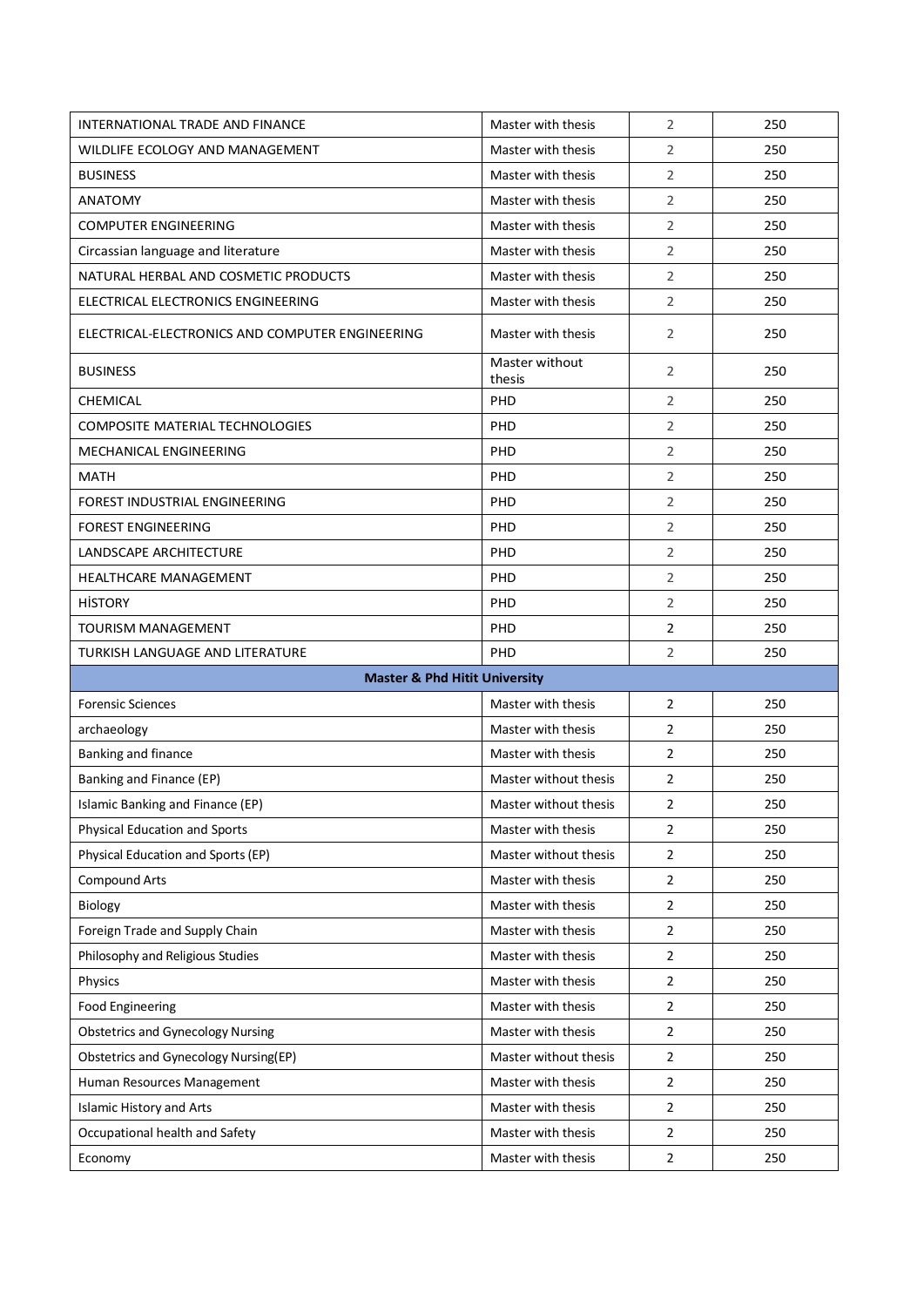| | | | |
|---|---|---|---|
| INTERNATIONAL TRADE AND FINANCE | Master with thesis | 2 | 250 |
| WILDLIFE ECOLOGY AND MANAGEMENT | Master with thesis | 2 | 250 |
| BUSINESS | Master with thesis | 2 | 250 |
| ANATOMY | Master with thesis | 2 | 250 |
| COMPUTER ENGINEERING | Master with thesis | 2 | 250 |
| Circassian language and literature | Master with thesis | 2 | 250 |
| NATURAL HERBAL AND COSMETIC PRODUCTS | Master with thesis | 2 | 250 |
| ELECTRICAL ELECTRONICS ENGINEERING | Master with thesis | 2 | 250 |
| ELECTRICAL-ELECTRONICS AND COMPUTER ENGINEERING | Master with thesis | 2 | 250 |
| BUSINESS | Master without thesis | 2 | 250 |
| CHEMICAL | PHD | 2 | 250 |
| COMPOSITE MATERIAL TECHNOLOGIES | PHD | 2 | 250 |
| MECHANICAL ENGINEERING | PHD | 2 | 250 |
| MATH | PHD | 2 | 250 |
| FOREST INDUSTRIAL ENGINEERING | PHD | 2 | 250 |
| FOREST ENGINEERING | PHD | 2 | 250 |
| LANDSCAPE ARCHITECTURE | PHD | 2 | 250 |
| HEALTHCARE MANAGEMENT | PHD | 2 | 250 |
| HİSTORY | PHD | 2 | 250 |
| TOURISM MANAGEMENT | PHD | 2 | 250 |
| TURKISH LANGUAGE AND LITERATURE | PHD | 2 | 250 |
| **Master & Phd Hitit University** | | | |
| Forensic Sciences | Master with thesis | 2 | 250 |
| archaeology | Master with thesis | 2 | 250 |
| Banking and finance | Master with thesis | 2 | 250 |
| Banking and Finance (EP) | Master without thesis | 2 | 250 |
| Islamic Banking and Finance (EP) | Master without thesis | 2 | 250 |
| Physical Education and Sports | Master with thesis | 2 | 250 |
| Physical Education and Sports (EP) | Master without thesis | 2 | 250 |
| Compound Arts | Master with thesis | 2 | 250 |
| Biology | Master with thesis | 2 | 250 |
| Foreign Trade and Supply Chain | Master with thesis | 2 | 250 |
| Philosophy and Religious Studies | Master with thesis | 2 | 250 |
| Physics | Master with thesis | 2 | 250 |
| Food Engineering | Master with thesis | 2 | 250 |
| Obstetrics and Gynecology Nursing | Master with thesis | 2 | 250 |
| Obstetrics and Gynecology Nursing(EP) | Master without thesis | 2 | 250 |
| Human Resources Management | Master with thesis | 2 | 250 |
| Islamic History and Arts | Master with thesis | 2 | 250 |
| Occupational health and Safety | Master with thesis | 2 | 250 |
| Economy | Master with thesis | 2 | 250 |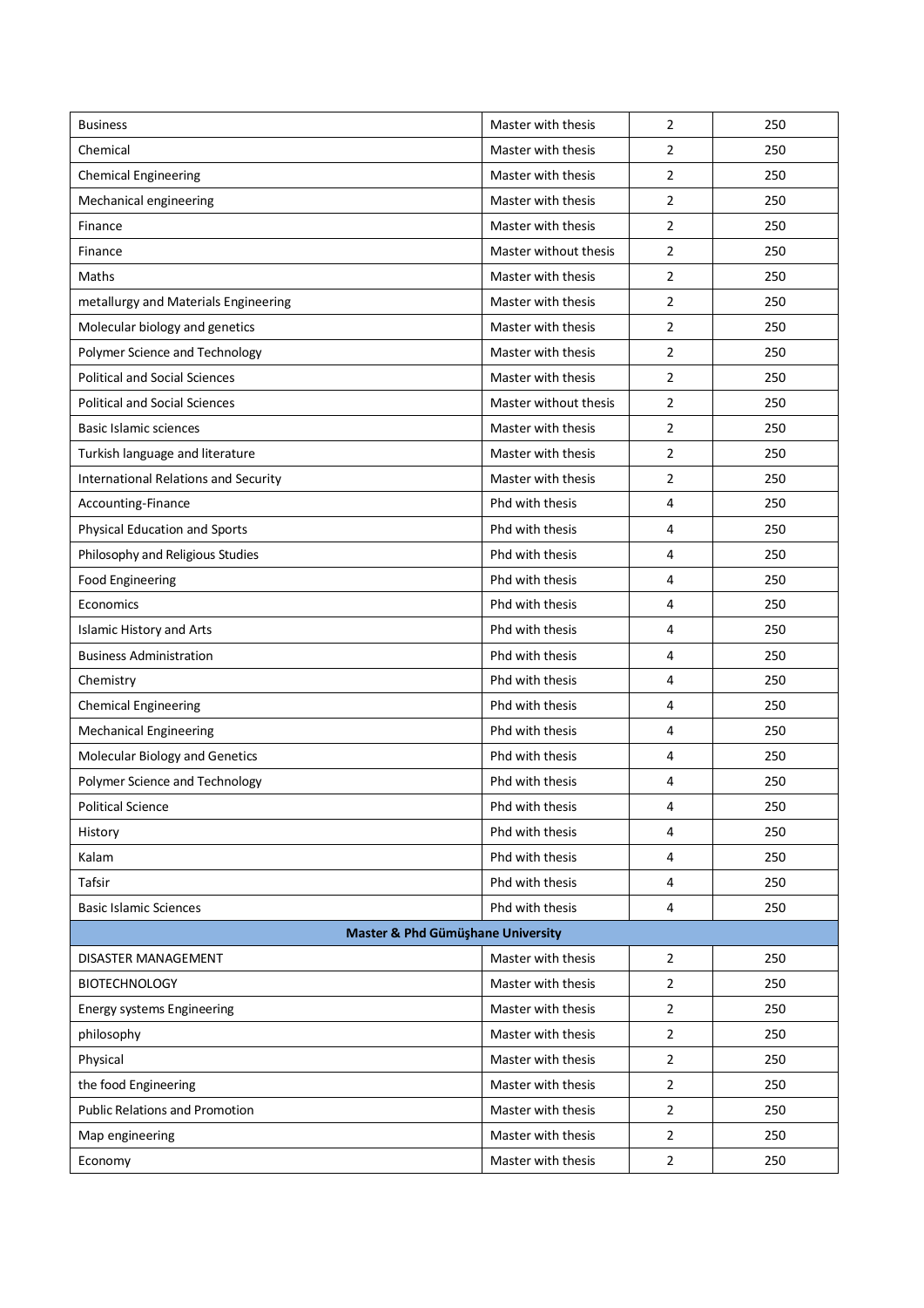| | | | |
|---|---|---|---|
| Business | Master with thesis | 2 | 250 |
| Chemical | Master with thesis | 2 | 250 |
| Chemical Engineering | Master with thesis | 2 | 250 |
| Mechanical engineering | Master with thesis | 2 | 250 |
| Finance | Master with thesis | 2 | 250 |
| Finance | Master without thesis | 2 | 250 |
| Maths | Master with thesis | 2 | 250 |
| metallurgy and Materials Engineering | Master with thesis | 2 | 250 |
| Molecular biology and genetics | Master with thesis | 2 | 250 |
| Polymer Science and Technology | Master with thesis | 2 | 250 |
| Political and Social Sciences | Master with thesis | 2 | 250 |
| Political and Social Sciences | Master without thesis | 2 | 250 |
| Basic Islamic sciences | Master with thesis | 2 | 250 |
| Turkish language and literature | Master with thesis | 2 | 250 |
| International Relations and Security | Master with thesis | 2 | 250 |
| Accounting-Finance | Phd with thesis | 4 | 250 |
| Physical Education and Sports | Phd with thesis | 4 | 250 |
| Philosophy and Religious Studies | Phd with thesis | 4 | 250 |
| Food Engineering | Phd with thesis | 4 | 250 |
| Economics | Phd with thesis | 4 | 250 |
| Islamic History and Arts | Phd with thesis | 4 | 250 |
| Business Administration | Phd with thesis | 4 | 250 |
| Chemistry | Phd with thesis | 4 | 250 |
| Chemical Engineering | Phd with thesis | 4 | 250 |
| Mechanical Engineering | Phd with thesis | 4 | 250 |
| Molecular Biology and Genetics | Phd with thesis | 4 | 250 |
| Polymer Science and Technology | Phd with thesis | 4 | 250 |
| Political Science | Phd with thesis | 4 | 250 |
| History | Phd with thesis | 4 | 250 |
| Kalam | Phd with thesis | 4 | 250 |
| Tafsir | Phd with thesis | 4 | 250 |
| Basic Islamic Sciences | Phd with thesis | 4 | 250 |
| **Master & Phd Gümüşhane University** | | | |
| DISASTER MANAGEMENT | Master with thesis | 2 | 250 |
| BIOTECHNOLOGY | Master with thesis | 2 | 250 |
| Energy systems Engineering | Master with thesis | 2 | 250 |
| philosophy | Master with thesis | 2 | 250 |
| Physical | Master with thesis | 2 | 250 |
| the food Engineering | Master with thesis | 2 | 250 |
| Public Relations and Promotion | Master with thesis | 2 | 250 |
| Map engineering | Master with thesis | 2 | 250 |
| Economy | Master with thesis | 2 | 250 |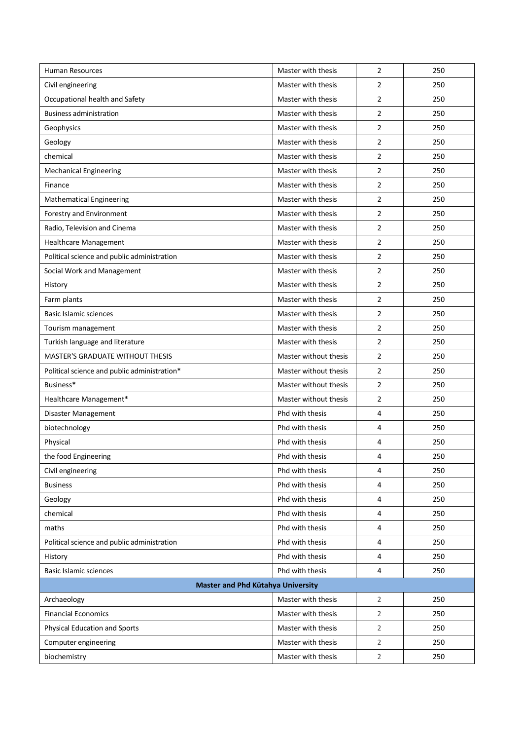| | | | |
|---|---|---|---|
| Human Resources | Master with thesis | 2 | 250 |
| Civil engineering | Master with thesis | 2 | 250 |
| Occupational health and Safety | Master with thesis | 2 | 250 |
| Business administration | Master with thesis | 2 | 250 |
| Geophysics | Master with thesis | 2 | 250 |
| Geology | Master with thesis | 2 | 250 |
| chemical | Master with thesis | 2 | 250 |
| Mechanical Engineering | Master with thesis | 2 | 250 |
| Finance | Master with thesis | 2 | 250 |
| Mathematical Engineering | Master with thesis | 2 | 250 |
| Forestry and Environment | Master with thesis | 2 | 250 |
| Radio, Television and Cinema | Master with thesis | 2 | 250 |
| Healthcare Management | Master with thesis | 2 | 250 |
| Political science and public administration | Master with thesis | 2 | 250 |
| Social Work and Management | Master with thesis | 2 | 250 |
| History | Master with thesis | 2 | 250 |
| Farm plants | Master with thesis | 2 | 250 |
| Basic Islamic sciences | Master with thesis | 2 | 250 |
| Tourism management | Master with thesis | 2 | 250 |
| Turkish language and literature | Master with thesis | 2 | 250 |
| MASTER'S GRADUATE WITHOUT THESIS | Master without thesis | 2 | 250 |
| Political science and public administration* | Master without thesis | 2 | 250 |
| Business* | Master without thesis | 2 | 250 |
| Healthcare Management* | Master without thesis | 2 | 250 |
| Disaster Management | Phd with thesis | 4 | 250 |
| biotechnology | Phd with thesis | 4 | 250 |
| Physical | Phd with thesis | 4 | 250 |
| the food Engineering | Phd with thesis | 4 | 250 |
| Civil engineering | Phd with thesis | 4 | 250 |
| Business | Phd with thesis | 4 | 250 |
| Geology | Phd with thesis | 4 | 250 |
| chemical | Phd with thesis | 4 | 250 |
| maths | Phd with thesis | 4 | 250 |
| Political science and public administration | Phd with thesis | 4 | 250 |
| History | Phd with thesis | 4 | 250 |
| Basic Islamic sciences | Phd with thesis | 4 | 250 |
| **Master and Phd Kütahya University** | | | |
| Archaeology | Master with thesis | 2 | 250 |
| Financial Economics | Master with thesis | 2 | 250 |
| Physical Education and Sports | Master with thesis | 2 | 250 |
| Computer engineering | Master with thesis | 2 | 250 |
| biochemistry | Master with thesis | 2 | 250 |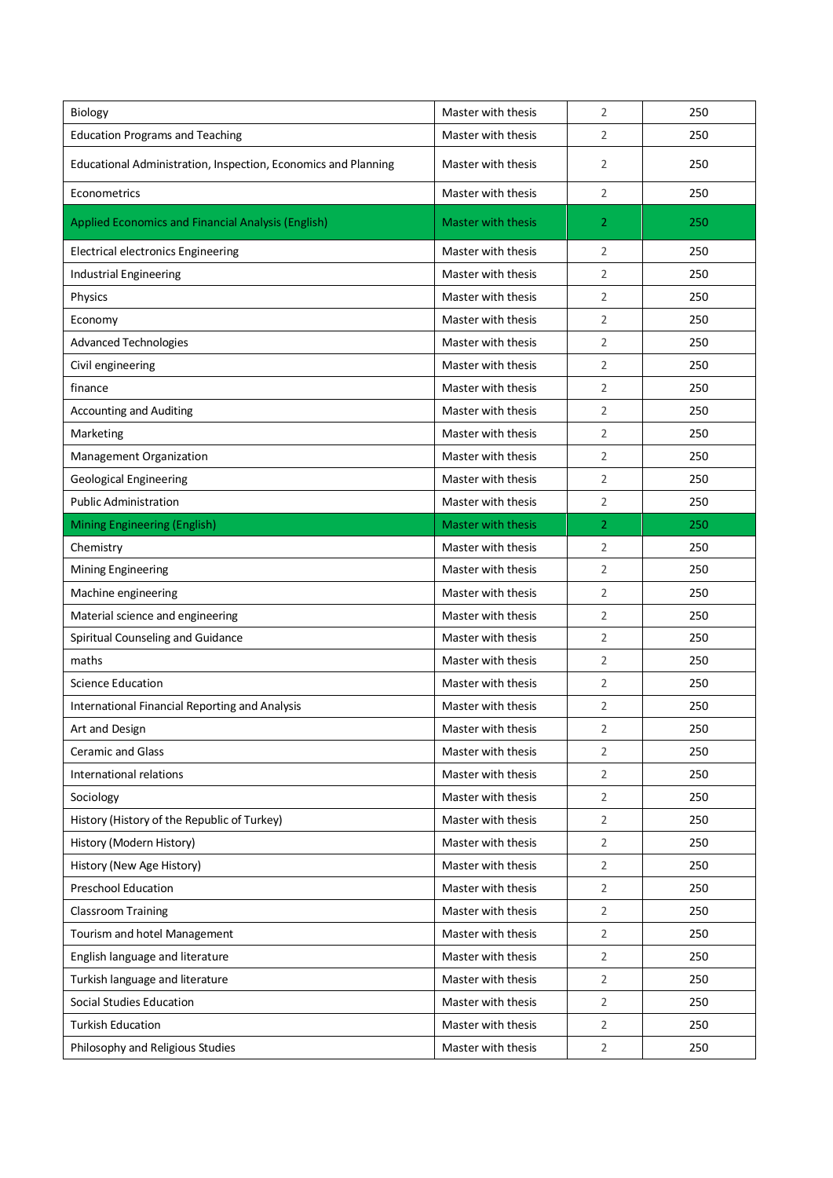| | | | |
|---|---|---|---|
| Biology | Master with thesis | 2 | 250 |
| Education Programs and Teaching | Master with thesis | 2 | 250 |
| Educational Administration, Inspection, Economics and Planning | Master with thesis | 2 | 250 |
| Econometrics | Master with thesis | 2 | 250 |
| Applied Economics and Financial Analysis (English) | Master with thesis | 2 | 250 |
| Electrical electronics Engineering | Master with thesis | 2 | 250 |
| Industrial Engineering | Master with thesis | 2 | 250 |
| Physics | Master with thesis | 2 | 250 |
| Economy | Master with thesis | 2 | 250 |
| Advanced Technologies | Master with thesis | 2 | 250 |
| Civil engineering | Master with thesis | 2 | 250 |
| finance | Master with thesis | 2 | 250 |
| Accounting and Auditing | Master with thesis | 2 | 250 |
| Marketing | Master with thesis | 2 | 250 |
| Management Organization | Master with thesis | 2 | 250 |
| Geological Engineering | Master with thesis | 2 | 250 |
| Public Administration | Master with thesis | 2 | 250 |
| Mining Engineering (English) | Master with thesis | 2 | 250 |
| Chemistry | Master with thesis | 2 | 250 |
| Mining Engineering | Master with thesis | 2 | 250 |
| Machine engineering | Master with thesis | 2 | 250 |
| Material science and engineering | Master with thesis | 2 | 250 |
| Spiritual Counseling and Guidance | Master with thesis | 2 | 250 |
| maths | Master with thesis | 2 | 250 |
| Science Education | Master with thesis | 2 | 250 |
| International Financial Reporting and Analysis | Master with thesis | 2 | 250 |
| Art and Design | Master with thesis | 2 | 250 |
| Ceramic and Glass | Master with thesis | 2 | 250 |
| International relations | Master with thesis | 2 | 250 |
| Sociology | Master with thesis | 2 | 250 |
| History (History of the Republic of Turkey) | Master with thesis | 2 | 250 |
| History (Modern History) | Master with thesis | 2 | 250 |
| History (New Age History) | Master with thesis | 2 | 250 |
| Preschool Education | Master with thesis | 2 | 250 |
| Classroom Training | Master with thesis | 2 | 250 |
| Tourism and hotel Management | Master with thesis | 2 | 250 |
| English language and literature | Master with thesis | 2 | 250 |
| Turkish language and literature | Master with thesis | 2 | 250 |
| Social Studies Education | Master with thesis | 2 | 250 |
| Turkish Education | Master with thesis | 2 | 250 |
| Philosophy and Religious Studies | Master with thesis | 2 | 250 |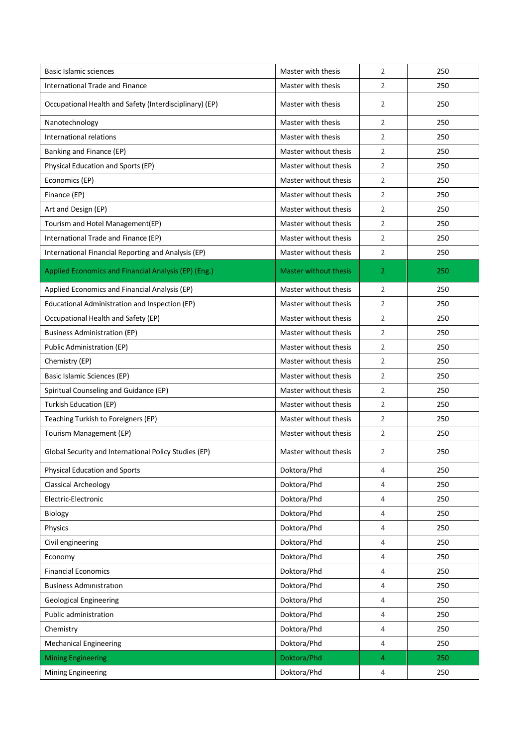| Basic Islamic sciences | Master with thesis | 2 | 250 |
|---|---|---|---|
| International Trade and Finance | Master with thesis | 2 | 250 |
| Occupational Health and Safety (Interdisciplinary) (EP) | Master with thesis | 2 | 250 |
| Nanotechnology | Master with thesis | 2 | 250 |
| International relations | Master with thesis | 2 | 250 |
| Banking and Finance (EP) | Master without thesis | 2 | 250 |
| Physical Education and Sports (EP) | Master without thesis | 2 | 250 |
| Economics (EP) | Master without thesis | 2 | 250 |
| Finance (EP) | Master without thesis | 2 | 250 |
| Art and Design (EP) | Master without thesis | 2 | 250 |
| Tourism and Hotel Management(EP) | Master without thesis | 2 | 250 |
| International Trade and Finance (EP) | Master without thesis | 2 | 250 |
| International Financial Reporting and Analysis (EP) | Master without thesis | 2 | 250 |
| Applied Economics and Financial Analysis (EP) (Eng.) | Master without thesis | 2 | 250 |
| Applied Economics and Financial Analysis (EP) | Master without thesis | 2 | 250 |
| Educational Administration and Inspection (EP) | Master without thesis | 2 | 250 |
| Occupational Health and Safety (EP) | Master without thesis | 2 | 250 |
| Business Administration (EP) | Master without thesis | 2 | 250 |
| Public Administration (EP) | Master without thesis | 2 | 250 |
| Chemistry (EP) | Master without thesis | 2 | 250 |
| Basic Islamic Sciences (EP) | Master without thesis | 2 | 250 |
| Spiritual Counseling and Guidance (EP) | Master without thesis | 2 | 250 |
| Turkish Education (EP) | Master without thesis | 2 | 250 |
| Teaching Turkish to Foreigners (EP) | Master without thesis | 2 | 250 |
| Tourism Management (EP) | Master without thesis | 2 | 250 |
| Global Security and International Policy Studies (EP) | Master without thesis | 2 | 250 |
| Physical Education and Sports | Doktora/Phd | 4 | 250 |
| Classical Archeology | Doktora/Phd | 4 | 250 |
| Electric-Electronic | Doktora/Phd | 4 | 250 |
| Biology | Doktora/Phd | 4 | 250 |
| Physics | Doktora/Phd | 4 | 250 |
| Civil engineering | Doktora/Phd | 4 | 250 |
| Economy | Doktora/Phd | 4 | 250 |
| Financial Economics | Doktora/Phd | 4 | 250 |
| Business Admınıstratıon | Doktora/Phd | 4 | 250 |
| Geological Engineering | Doktora/Phd | 4 | 250 |
| Public administration | Doktora/Phd | 4 | 250 |
| Chemistry | Doktora/Phd | 4 | 250 |
| Mechanical Engineering | Doktora/Phd | 4 | 250 |
| Mining Engineering | Doktora/Phd | 4 | 250 |
| Mining Engineering | Doktora/Phd | 4 | 250 |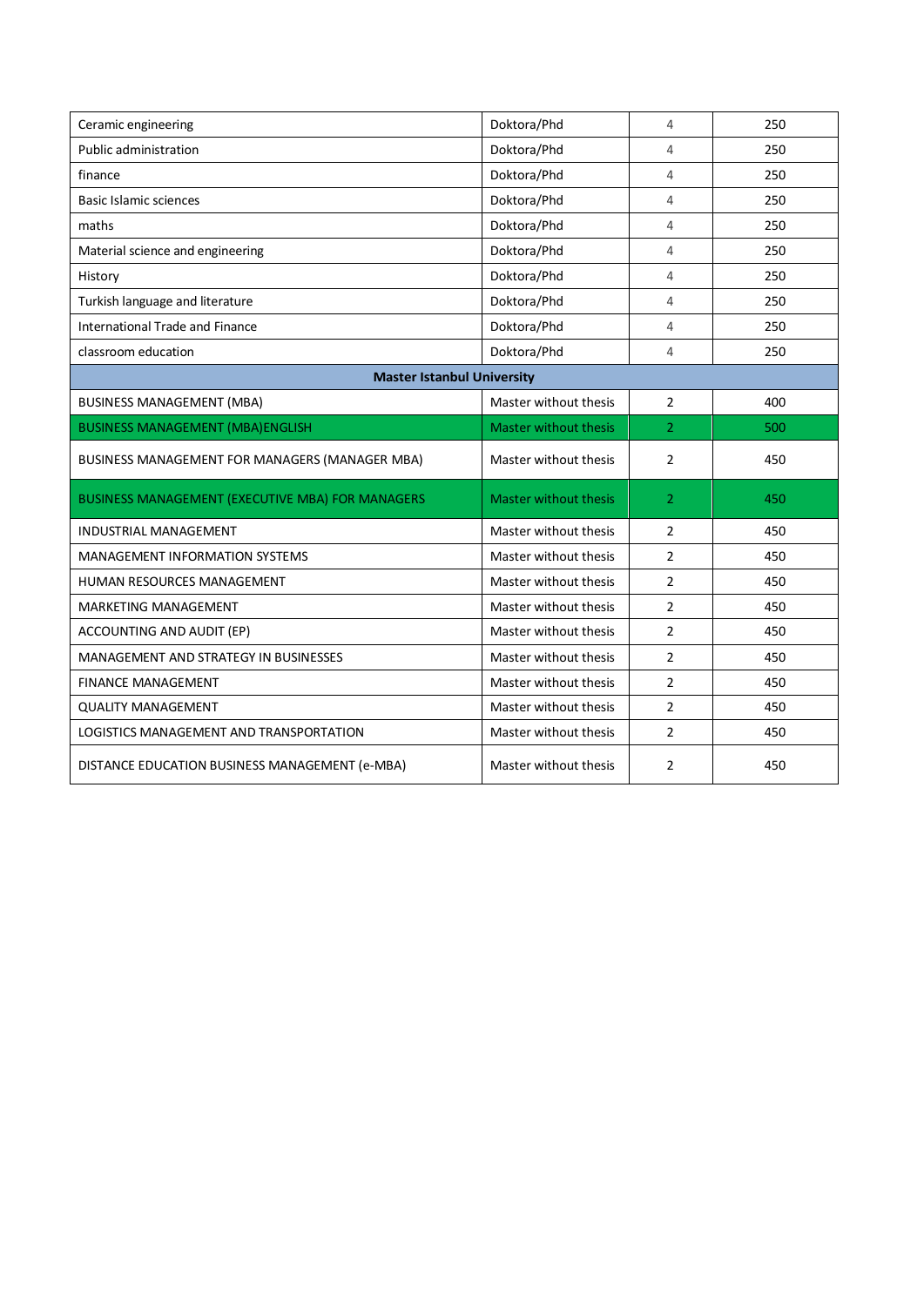| | | | |
|---|---|---|---|
| Ceramic engineering | Doktora/Phd | 4 | 250 |
| Public administration | Doktora/Phd | 4 | 250 |
| finance | Doktora/Phd | 4 | 250 |
| Basic Islamic sciences | Doktora/Phd | 4 | 250 |
| maths | Doktora/Phd | 4 | 250 |
| Material science and engineering | Doktora/Phd | 4 | 250 |
| History | Doktora/Phd | 4 | 250 |
| Turkish language and literature | Doktora/Phd | 4 | 250 |
| International Trade and Finance | Doktora/Phd | 4 | 250 |
| classroom education | Doktora/Phd | 4 | 250 |
| **Master Istanbul University** | | | |
| BUSINESS MANAGEMENT (MBA) | Master without thesis | 2 | 400 |
| BUSINESS MANAGEMENT (MBA)ENGLISH | Master without thesis | 2 | 500 |
| BUSINESS MANAGEMENT FOR MANAGERS (MANAGER MBA) | Master without thesis | 2 | 450 |
| BUSINESS MANAGEMENT (EXECUTIVE MBA) FOR MANAGERS | Master without thesis | 2 | 450 |
| INDUSTRIAL MANAGEMENT | Master without thesis | 2 | 450 |
| MANAGEMENT INFORMATION SYSTEMS | Master without thesis | 2 | 450 |
| HUMAN RESOURCES MANAGEMENT | Master without thesis | 2 | 450 |
| MARKETING MANAGEMENT | Master without thesis | 2 | 450 |
| ACCOUNTING AND AUDIT (EP) | Master without thesis | 2 | 450 |
| MANAGEMENT AND STRATEGY IN BUSINESSES | Master without thesis | 2 | 450 |
| FINANCE MANAGEMENT | Master without thesis | 2 | 450 |
| QUALITY MANAGEMENT | Master without thesis | 2 | 450 |
| LOGISTICS MANAGEMENT AND TRANSPORTATION | Master without thesis | 2 | 450 |
| DISTANCE EDUCATION BUSINESS MANAGEMENT (e-MBA) | Master without thesis | 2 | 450 |